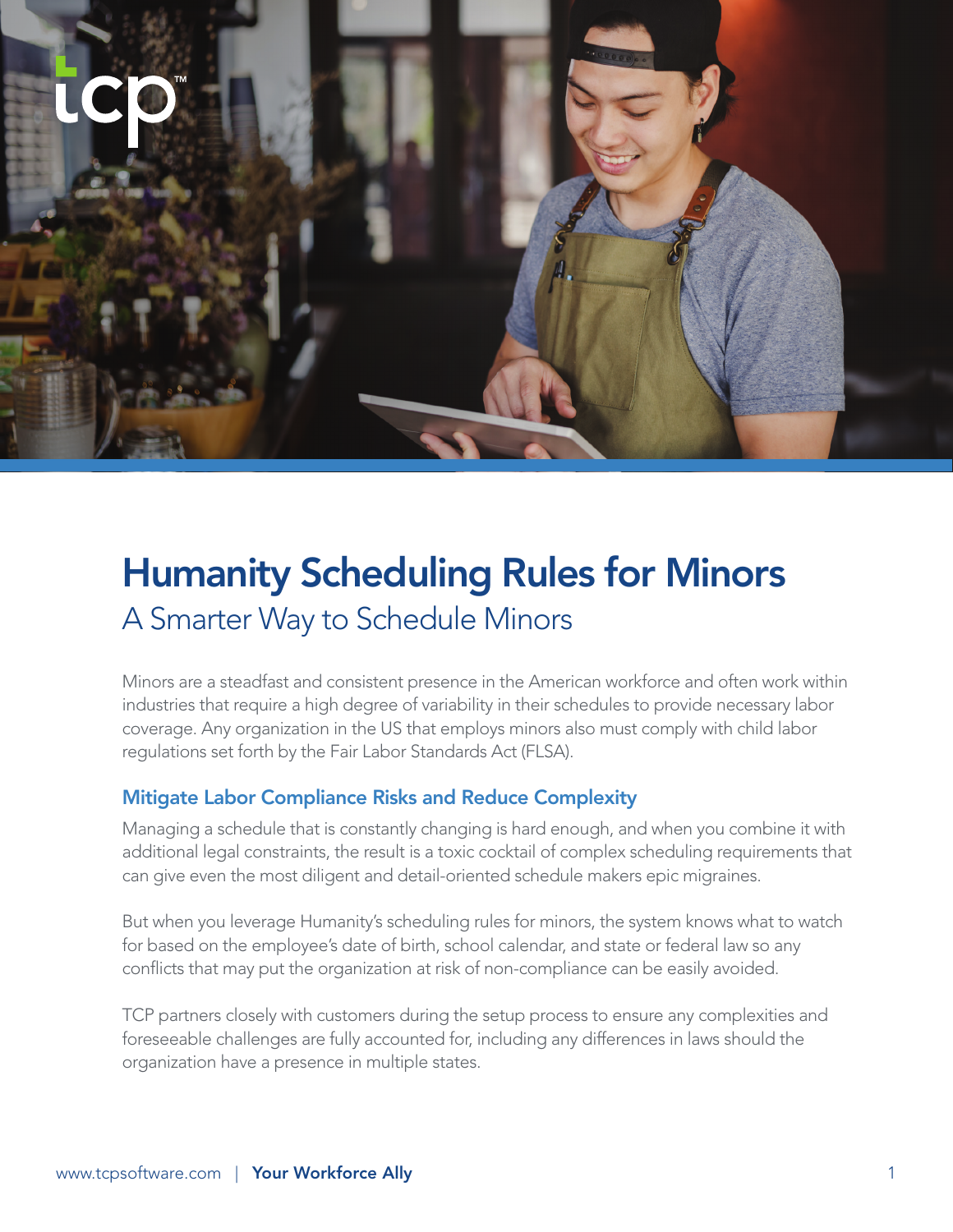# Humanity Scheduling Rules for Minors

## A Smarter Way to Schedule Minors

Minors are a steadfast and consistent presence in the American workforce and often work within industries that require a high degree of variability in their schedules to provide necessary labor coverage. Any organization in the US that employs minors also must comply with child labor regulations set forth by the Fair Labor Standards Act (FLSA).

### Mitigate Labor Compliance Risks and Reduce Complexity

Managing a schedule that is constantly changing is hard enough, and when you combine it with additional legal constraints, the result is a toxic cocktail of complex scheduling requirements that can give even the most diligent and detail-oriented schedule makers epic migraines.

But when you leverage Humanity's scheduling rules for minors, the system knows what to watch for based on the employee's date of birth, school calendar, and state or federal law so any conflicts that may put the organization at risk of non-compliance can be easily avoided.

TCP partners closely with customers during the setup process to ensure any complexities and foreseeable challenges are fully accounted for, including any differences in laws should the organization have a presence in multiple states.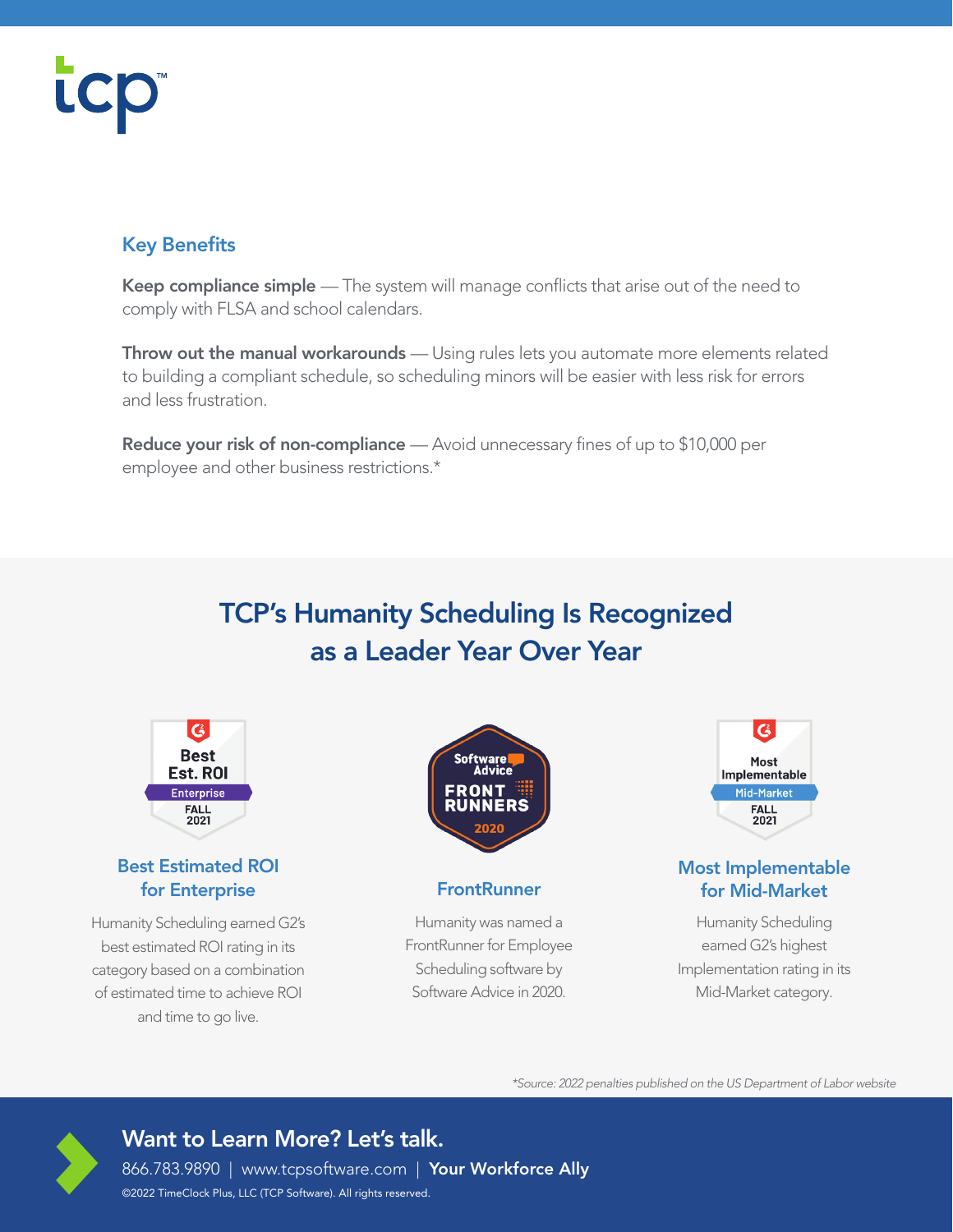## Key Benefits

**Keep compliance simple** — The system will manage conflicts that arise out of the need to comply with FLSA and school calendars.

**Throw out the manual workarounds** — Using rules lets you automate more elements related to building a compliant schedule, so scheduling minors will be easier with less risk for errors and less frustration.

**Reduce your risk of non-compliance** — Avoid unnecessary fines of up to $10,000 per employee and other business restrictions.*

## TCP's Humanity Scheduling Is Recognized as a Leader Year Over Year

### Best Estimated ROI for Enterprise

Humanity Scheduling earned G2's best estimated ROI rating in its category based on a combination of estimated time to achieve ROI and time to go live.

### FrontRunner

Humanity was named a FrontRunner for Employee Scheduling software by Software Advice in 2020.

### Most Implementable for Mid-Market

Humanity Scheduling earned G2's highest Implementation rating in its Mid-Market category.

*\*Source: 2022 penalties published on the US Department of Labor website*

## Want to Learn More? Let's talk.

866.783.9890 | www.tcpsoftware.com | **Your Workforce Ally**

©2022 TimeClock Plus, LLC (TCP Software). All rights reserved.